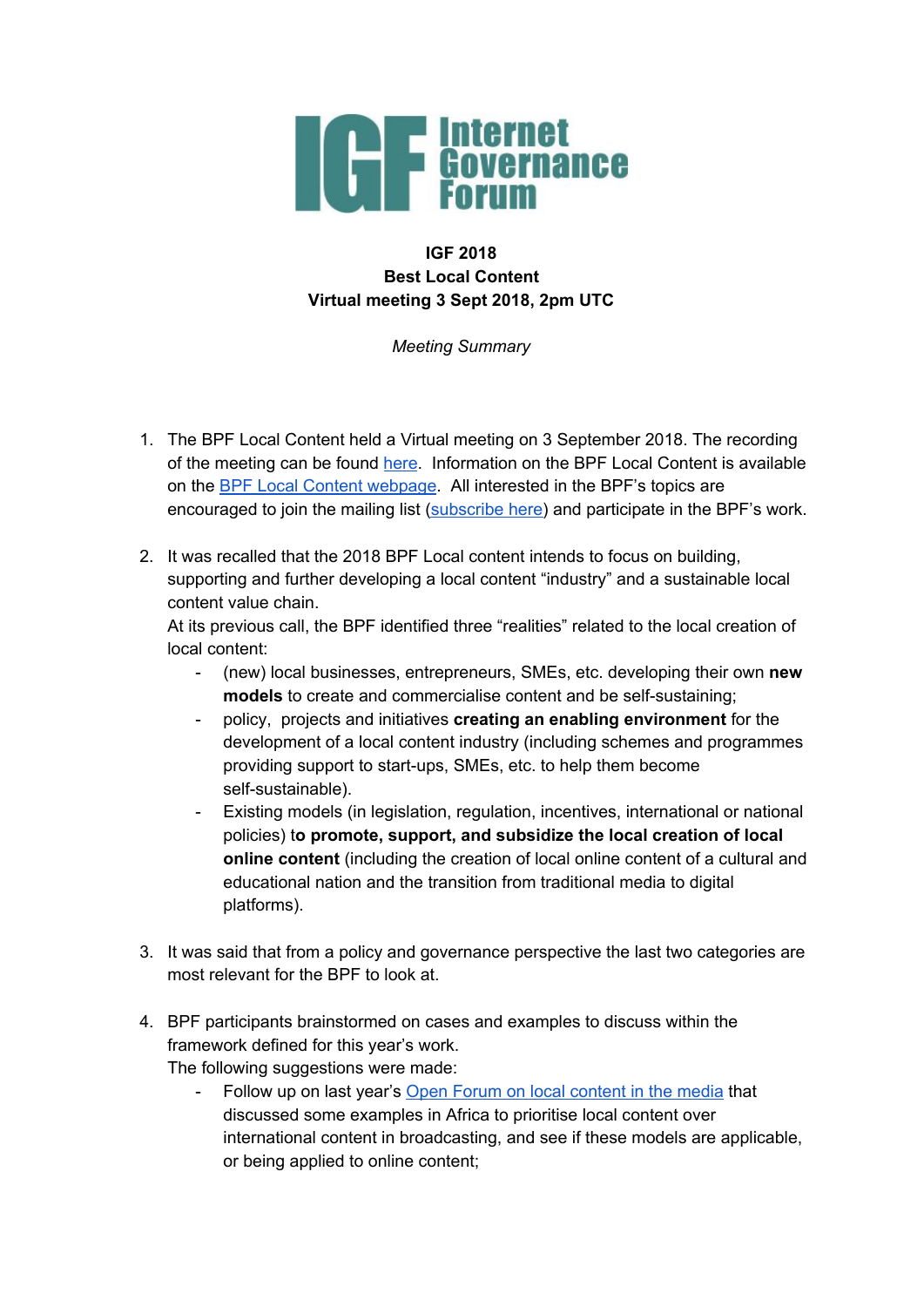**IGF 2018**
**Best Local Content**
**Virtual meeting 3 Sept 2018, 2pm UTC**

*Meeting Summary*

1. The BPF Local Content held a Virtual meeting on 3 September 2018. The recording of the meeting can be found here. Information on the BPF Local Content is available on the BPF Local Content webpage. All interested in the BPF's topics are encouraged to join the mailing list (subscribe here) and participate in the BPF's work.

2. It was recalled that the 2018 BPF Local content intends to focus on building, supporting and further developing a local content "industry" and a sustainable local content value chain.
At its previous call, the BPF identified three "realities" related to the local creation of local content:
   - (new) local businesses, entrepreneurs, SMEs, etc. developing their own **new models** to create and commercialise content and be self-sustaining;
   - policy, projects and initiatives **creating an enabling environment** for the development of a local content industry (including schemes and programmes providing support to start-ups, SMEs, etc. to help them become self-sustainable).
   - Existing models (in legislation, regulation, incentives, international or national policies) t**o promote, support, and subsidize the local creation of local online content** (including the creation of local online content of a cultural and educational nation and the transition from traditional media to digital platforms).

3. It was said that from a policy and governance perspective the last two categories are most relevant for the BPF to look at.

4. BPF participants brainstormed on cases and examples to discuss within the framework defined for this year's work.
The following suggestions were made:
   - Follow up on last year's Open Forum on local content in the media that discussed some examples in Africa to prioritise local content over international content in broadcasting, and see if these models are applicable, or being applied to online content;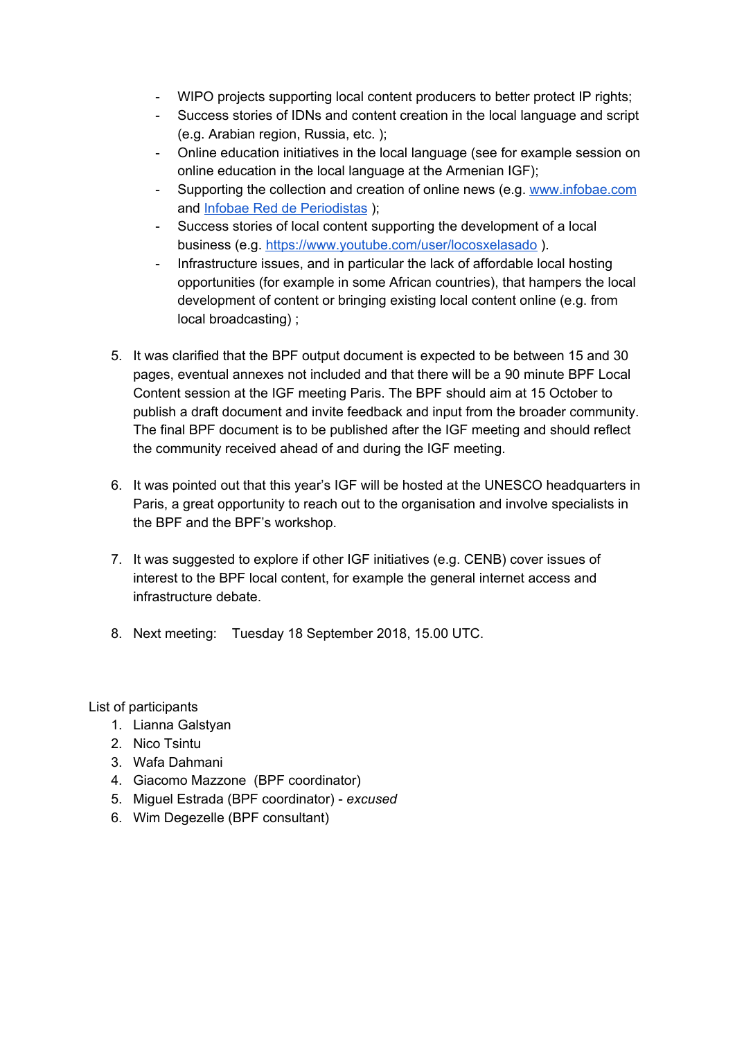- WIPO projects supporting local content producers to better protect IP rights;
- Success stories of IDNs and content creation in the local language and script (e.g. Arabian region, Russia, etc. );
- Online education initiatives in the local language (see for example session on online education in the local language at the Armenian IGF);
- Supporting the collection and creation of online news (e.g. [www.infobae.com](http://www.infobae.com) and [Infobae Red de Periodistas](#) );
- Success stories of local content supporting the development of a local business (e.g. [https://www.youtube.com/user/locosxelasado](https://www.youtube.com/user/locosxelasado) ).
- Infrastructure issues, and in particular the lack of affordable local hosting opportunities (for example in some African countries), that hampers the local development of content or bringing existing local content online (e.g. from local broadcasting) ;

5. It was clarified that the BPF output document is expected to be between 15 and 30 pages, eventual annexes not included and that there will be a 90 minute BPF Local Content session at the IGF meeting Paris. The BPF should aim at 15 October to publish a draft document and invite feedback and input from the broader community. The final BPF document is to be published after the IGF meeting and should reflect the community received ahead of and during the IGF meeting.

6. It was pointed out that this year's IGF will be hosted at the UNESCO headquarters in Paris, a great opportunity to reach out to the organisation and involve specialists in the BPF and the BPF's workshop.

7. It was suggested to explore if other IGF initiatives (e.g. CENB) cover issues of interest to the BPF local content, for example the general internet access and infrastructure debate.

8. Next meeting: Tuesday 18 September 2018, 15.00 UTC.

List of participants

1. Lianna Galstyan
2. Nico Tsintu
3. Wafa Dahmani
4. Giacomo Mazzone (BPF coordinator)
5. Miguel Estrada (BPF coordinator) - *excused*
6. Wim Degezelle (BPF consultant)